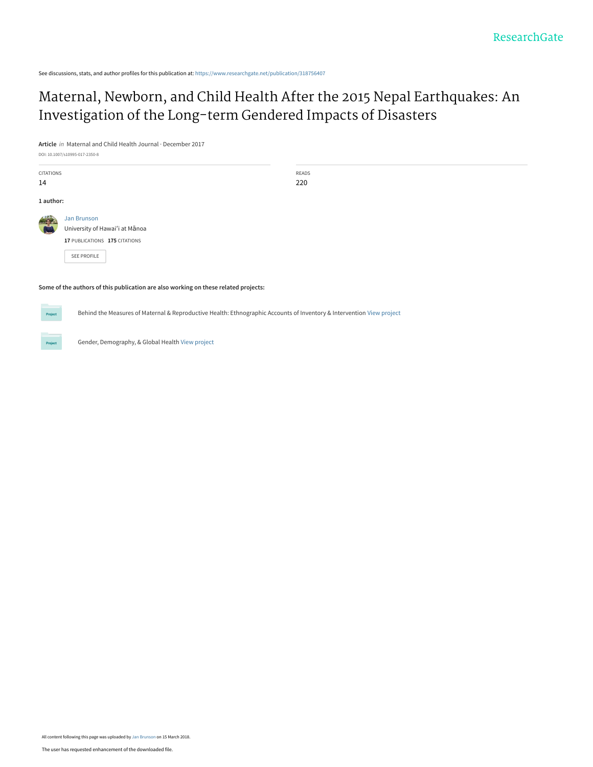See discussions, stats, and author profiles for this publication at: https://www.researchgate.net/publication/318756407

# Maternal, Newborn, and Child Health After the 2015 Nepal Earthquakes: An Investigation of the Long-term Gendered Impacts of Disasters

**Article** *in* Maternal and Child Health Journal · December 2017

DOI: 10.1007/s10995-017-2350-8

| CITATIONS | READS |
|---|---|
| 14 | 220 |

**1 author:**

Jan Brunson
University of Hawaiʻi at Mānoa
**17** PUBLICATIONS **175** CITATIONS

SEE PROFILE

**Some of the authors of this publication are also working on these related projects:**

Behind the Measures of Maternal & Reproductive Health: Ethnographic Accounts of Inventory & Intervention View project

Gender, Demography, & Global Health View project

All content following this page was uploaded by Jan Brunson on 15 March 2018.

The user has requested enhancement of the downloaded file.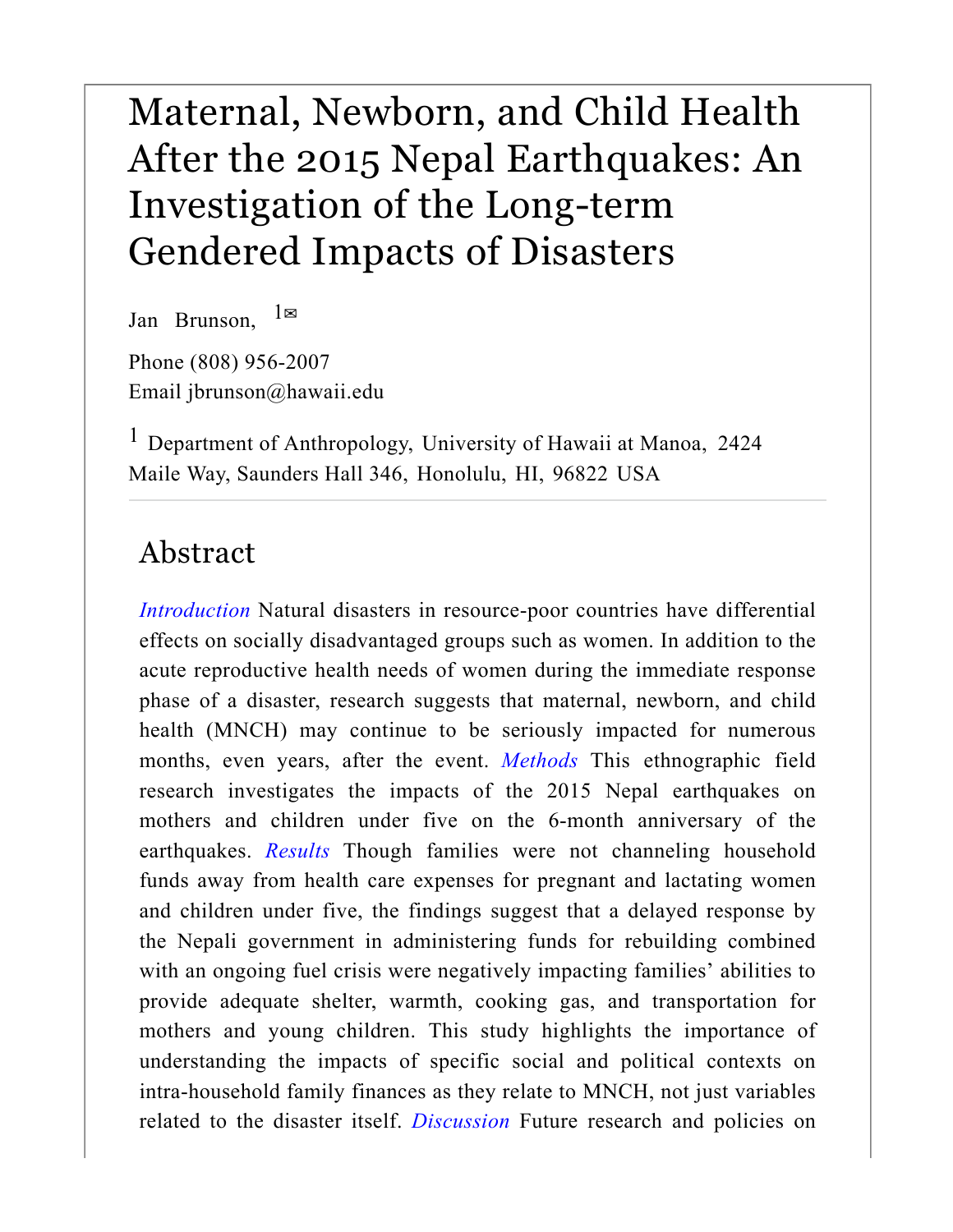# Maternal, Newborn, and Child Health After the 2015 Nepal Earthquakes: An Investigation of the Long-term Gendered Impacts of Disasters

Jan Brunson, [1✉]

Phone (808) 956-2007
Email jbrunson@hawaii.edu

[1] Department of Anthropology, University of Hawaii at Manoa, 2424 Maile Way, Saunders Hall 346, Honolulu, HI, 96822 USA

## Abstract

*Introduction* Natural disasters in resource-poor countries have differential effects on socially disadvantaged groups such as women. In addition to the acute reproductive health needs of women during the immediate response phase of a disaster, research suggests that maternal, newborn, and child health (MNCH) may continue to be seriously impacted for numerous months, even years, after the event. *Methods* This ethnographic field research investigates the impacts of the 2015 Nepal earthquakes on mothers and children under five on the 6-month anniversary of the earthquakes. *Results* Though families were not channeling household funds away from health care expenses for pregnant and lactating women and children under five, the findings suggest that a delayed response by the Nepali government in administering funds for rebuilding combined with an ongoing fuel crisis were negatively impacting families' abilities to provide adequate shelter, warmth, cooking gas, and transportation for mothers and young children. This study highlights the importance of understanding the impacts of specific social and political contexts on intra-household family finances as they relate to MNCH, not just variables related to the disaster itself. *Discussion* Future research and policies on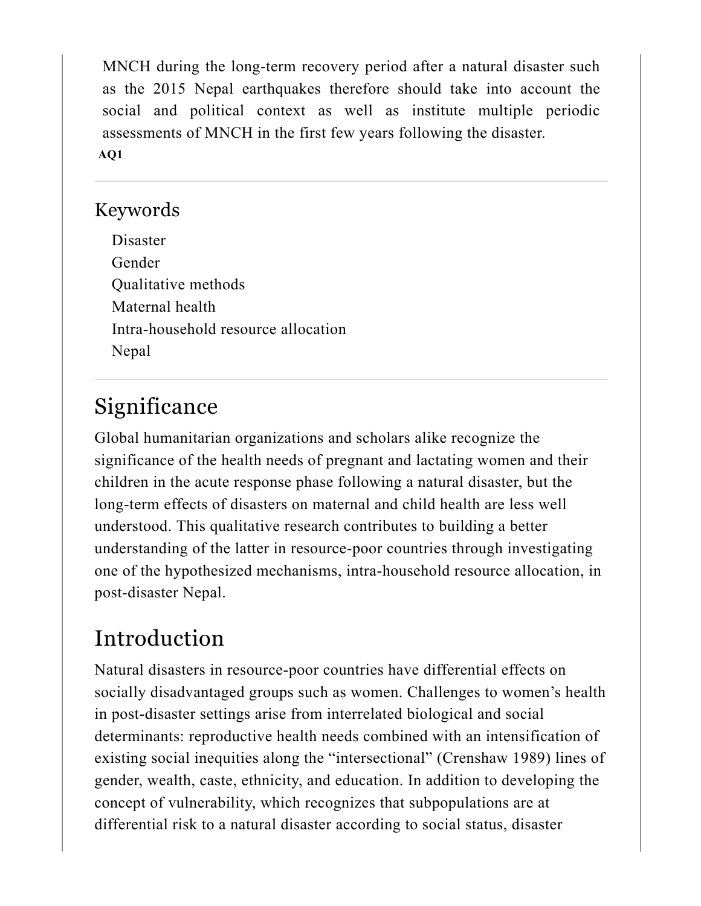MNCH during the long-term recovery period after a natural disaster such as the 2015 Nepal earthquakes therefore should take into account the social and political context as well as institute multiple periodic assessments of MNCH in the first few years following the disaster.

AQ1

## Keywords

- Disaster
- Gender
- Qualitative methods
- Maternal health
- Intra-household resource allocation
- Nepal

## Significance

Global humanitarian organizations and scholars alike recognize the significance of the health needs of pregnant and lactating women and their children in the acute response phase following a natural disaster, but the long-term effects of disasters on maternal and child health are less well understood. This qualitative research contributes to building a better understanding of the latter in resource-poor countries through investigating one of the hypothesized mechanisms, intra-household resource allocation, in post-disaster Nepal.

## Introduction

Natural disasters in resource-poor countries have differential effects on socially disadvantaged groups such as women. Challenges to women's health in post-disaster settings arise from interrelated biological and social determinants: reproductive health needs combined with an intensification of existing social inequities along the "intersectional" (Crenshaw 1989) lines of gender, wealth, caste, ethnicity, and education. In addition to developing the concept of vulnerability, which recognizes that subpopulations are at differential risk to a natural disaster according to social status, disaster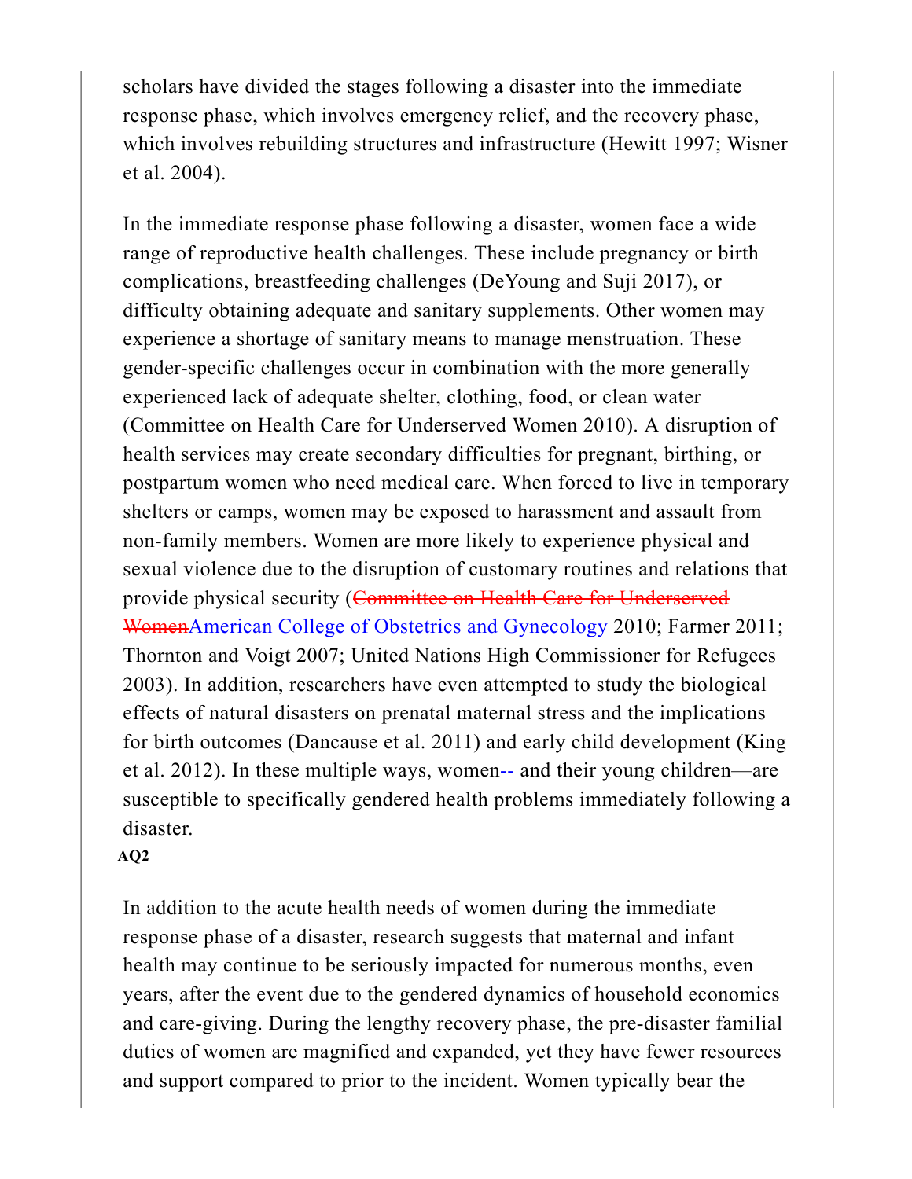scholars have divided the stages following a disaster into the immediate response phase, which involves emergency relief, and the recovery phase, which involves rebuilding structures and infrastructure (Hewitt 1997; Wisner et al. 2004).

In the immediate response phase following a disaster, women face a wide range of reproductive health challenges. These include pregnancy or birth complications, breastfeeding challenges (DeYoung and Suji 2017), or difficulty obtaining adequate and sanitary supplements. Other women may experience a shortage of sanitary means to manage menstruation. These gender-specific challenges occur in combination with the more generally experienced lack of adequate shelter, clothing, food, or clean water (Committee on Health Care for Underserved Women 2010). A disruption of health services may create secondary difficulties for pregnant, birthing, or postpartum women who need medical care. When forced to live in temporary shelters or camps, women may be exposed to harassment and assault from non-family members. Women are more likely to experience physical and sexual violence due to the disruption of customary routines and relations that provide physical security (~~Committee on Health Care for Underserved Women~~American College of Obstetrics and Gynecology 2010; Farmer 2011; Thornton and Voigt 2007; United Nations High Commissioner for Refugees 2003). In addition, researchers have even attempted to study the biological effects of natural disasters on prenatal maternal stress and the implications for birth outcomes (Dancause et al. 2011) and early child development (King et al. 2012). In these multiple ways, women-- and their young children—are susceptible to specifically gendered health problems immediately following a disaster.

**AQ2**

In addition to the acute health needs of women during the immediate response phase of a disaster, research suggests that maternal and infant health may continue to be seriously impacted for numerous months, even years, after the event due to the gendered dynamics of household economics and care-giving. During the lengthy recovery phase, the pre-disaster familial duties of women are magnified and expanded, yet they have fewer resources and support compared to prior to the incident. Women typically bear the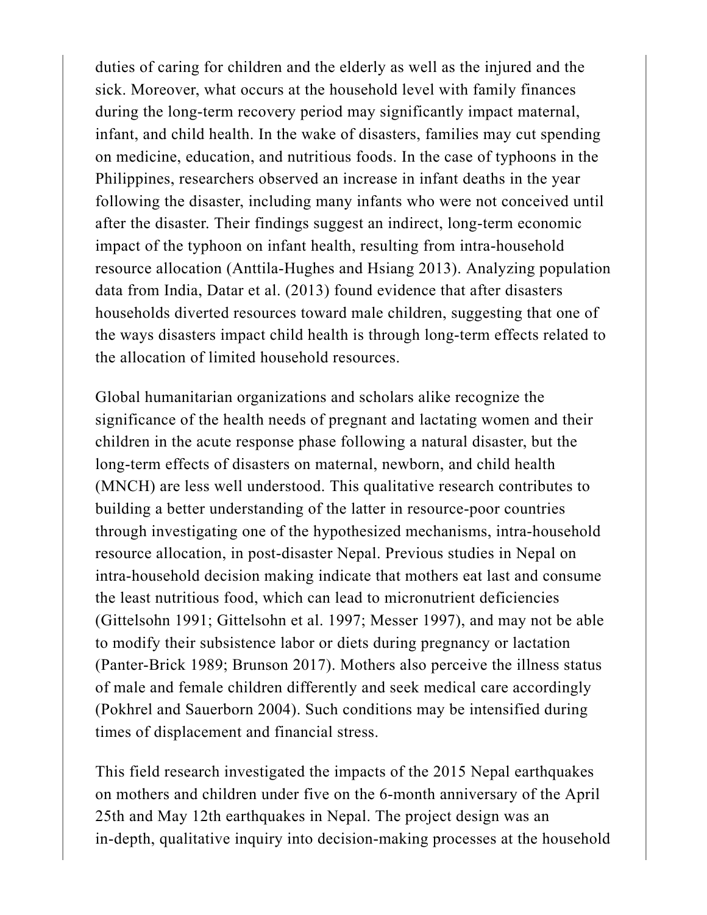duties of caring for children and the elderly as well as the injured and the sick. Moreover, what occurs at the household level with family finances during the long-term recovery period may significantly impact maternal, infant, and child health. In the wake of disasters, families may cut spending on medicine, education, and nutritious foods. In the case of typhoons in the Philippines, researchers observed an increase in infant deaths in the year following the disaster, including many infants who were not conceived until after the disaster. Their findings suggest an indirect, long-term economic impact of the typhoon on infant health, resulting from intra-household resource allocation (Anttila-Hughes and Hsiang 2013). Analyzing population data from India, Datar et al. (2013) found evidence that after disasters households diverted resources toward male children, suggesting that one of the ways disasters impact child health is through long-term effects related to the allocation of limited household resources.

Global humanitarian organizations and scholars alike recognize the significance of the health needs of pregnant and lactating women and their children in the acute response phase following a natural disaster, but the long-term effects of disasters on maternal, newborn, and child health (MNCH) are less well understood. This qualitative research contributes to building a better understanding of the latter in resource-poor countries through investigating one of the hypothesized mechanisms, intra-household resource allocation, in post-disaster Nepal. Previous studies in Nepal on intra-household decision making indicate that mothers eat last and consume the least nutritious food, which can lead to micronutrient deficiencies (Gittelsohn 1991; Gittelsohn et al. 1997; Messer 1997), and may not be able to modify their subsistence labor or diets during pregnancy or lactation (Panter-Brick 1989; Brunson 2017). Mothers also perceive the illness status of male and female children differently and seek medical care accordingly (Pokhrel and Sauerborn 2004). Such conditions may be intensified during times of displacement and financial stress.

This field research investigated the impacts of the 2015 Nepal earthquakes on mothers and children under five on the 6-month anniversary of the April 25th and May 12th earthquakes in Nepal. The project design was an in-depth, qualitative inquiry into decision-making processes at the household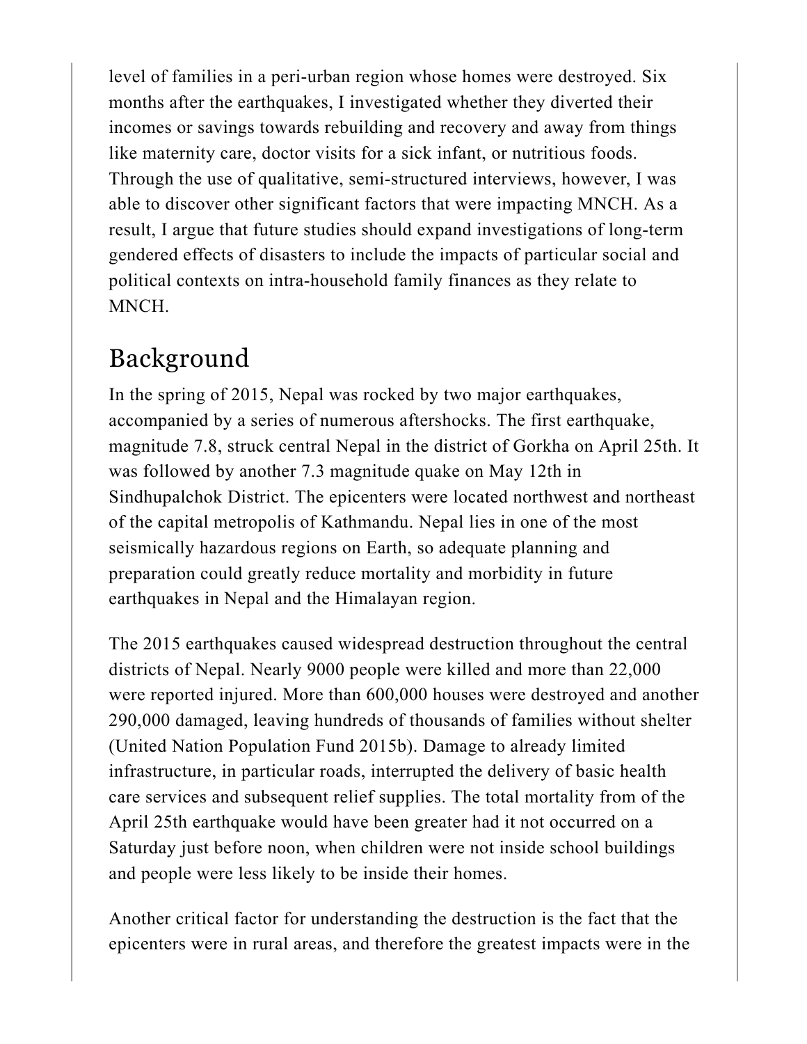level of families in a peri-urban region whose homes were destroyed. Six months after the earthquakes, I investigated whether they diverted their incomes or savings towards rebuilding and recovery and away from things like maternity care, doctor visits for a sick infant, or nutritious foods. Through the use of qualitative, semi-structured interviews, however, I was able to discover other significant factors that were impacting MNCH. As a result, I argue that future studies should expand investigations of long-term gendered effects of disasters to include the impacts of particular social and political contexts on intra-household family finances as they relate to MNCH.

## Background

In the spring of 2015, Nepal was rocked by two major earthquakes, accompanied by a series of numerous aftershocks. The first earthquake, magnitude 7.8, struck central Nepal in the district of Gorkha on April 25th. It was followed by another 7.3 magnitude quake on May 12th in Sindhupalchok District. The epicenters were located northwest and northeast of the capital metropolis of Kathmandu. Nepal lies in one of the most seismically hazardous regions on Earth, so adequate planning and preparation could greatly reduce mortality and morbidity in future earthquakes in Nepal and the Himalayan region.

The 2015 earthquakes caused widespread destruction throughout the central districts of Nepal. Nearly 9000 people were killed and more than 22,000 were reported injured. More than 600,000 houses were destroyed and another 290,000 damaged, leaving hundreds of thousands of families without shelter (United Nation Population Fund 2015b). Damage to already limited infrastructure, in particular roads, interrupted the delivery of basic health care services and subsequent relief supplies. The total mortality from of the April 25th earthquake would have been greater had it not occurred on a Saturday just before noon, when children were not inside school buildings and people were less likely to be inside their homes.

Another critical factor for understanding the destruction is the fact that the epicenters were in rural areas, and therefore the greatest impacts were in the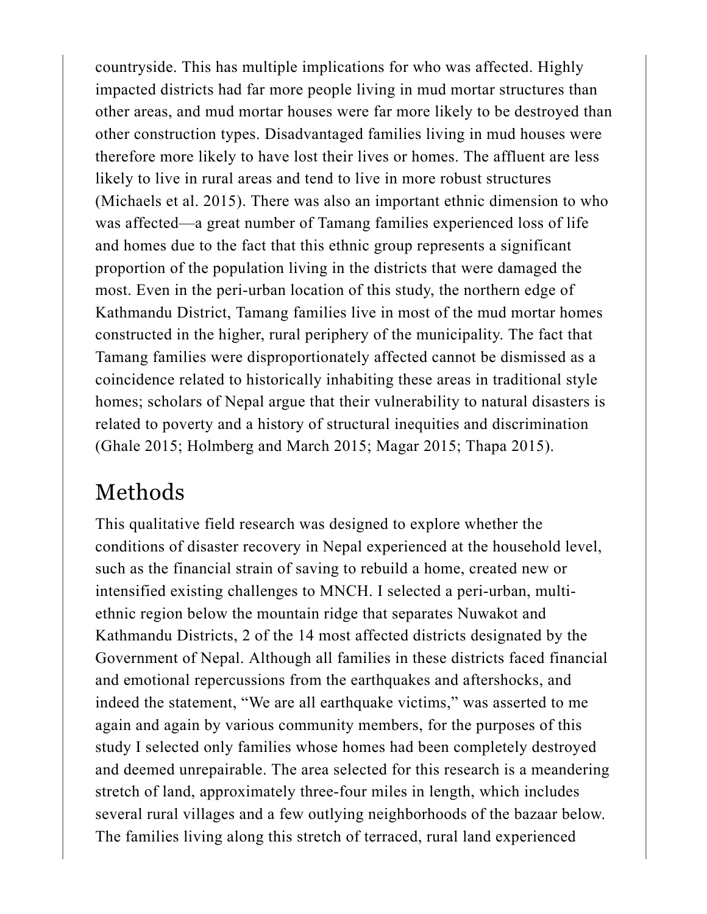countryside. This has multiple implications for who was affected. Highly impacted districts had far more people living in mud mortar structures than other areas, and mud mortar houses were far more likely to be destroyed than other construction types. Disadvantaged families living in mud houses were therefore more likely to have lost their lives or homes. The affluent are less likely to live in rural areas and tend to live in more robust structures (Michaels et al. 2015). There was also an important ethnic dimension to who was affected—a great number of Tamang families experienced loss of life and homes due to the fact that this ethnic group represents a significant proportion of the population living in the districts that were damaged the most. Even in the peri-urban location of this study, the northern edge of Kathmandu District, Tamang families live in most of the mud mortar homes constructed in the higher, rural periphery of the municipality. The fact that Tamang families were disproportionately affected cannot be dismissed as a coincidence related to historically inhabiting these areas in traditional style homes; scholars of Nepal argue that their vulnerability to natural disasters is related to poverty and a history of structural inequities and discrimination (Ghale 2015; Holmberg and March 2015; Magar 2015; Thapa 2015).

## Methods

This qualitative field research was designed to explore whether the conditions of disaster recovery in Nepal experienced at the household level, such as the financial strain of saving to rebuild a home, created new or intensified existing challenges to MNCH. I selected a peri-urban, multi-ethnic region below the mountain ridge that separates Nuwakot and Kathmandu Districts, 2 of the 14 most affected districts designated by the Government of Nepal. Although all families in these districts faced financial and emotional repercussions from the earthquakes and aftershocks, and indeed the statement, "We are all earthquake victims," was asserted to me again and again by various community members, for the purposes of this study I selected only families whose homes had been completely destroyed and deemed unrepairable. The area selected for this research is a meandering stretch of land, approximately three-four miles in length, which includes several rural villages and a few outlying neighborhoods of the bazaar below. The families living along this stretch of terraced, rural land experienced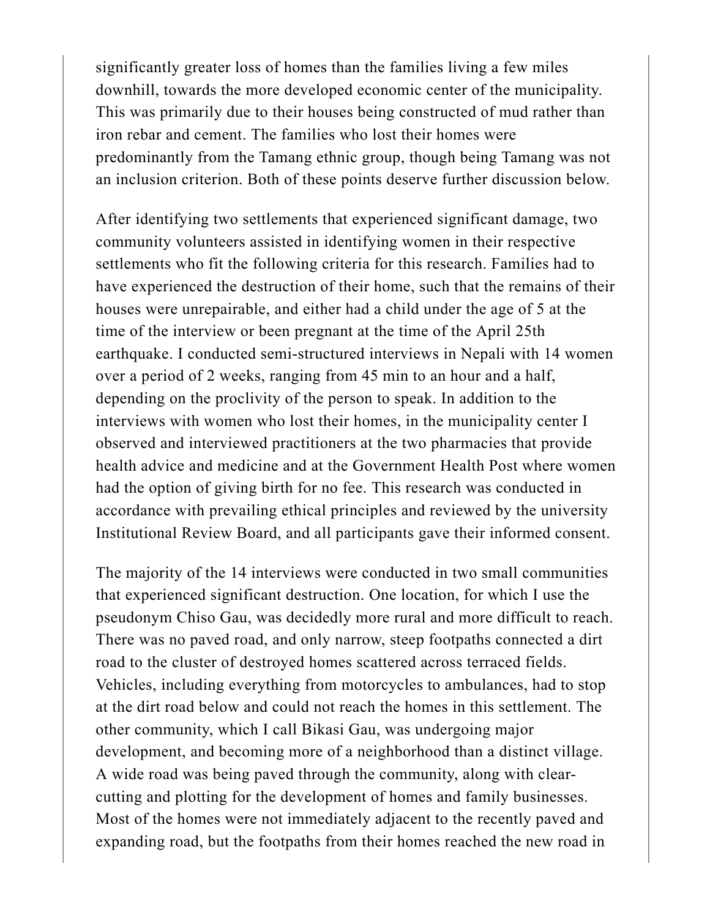significantly greater loss of homes than the families living a few miles downhill, towards the more developed economic center of the municipality. This was primarily due to their houses being constructed of mud rather than iron rebar and cement. The families who lost their homes were predominantly from the Tamang ethnic group, though being Tamang was not an inclusion criterion. Both of these points deserve further discussion below.

After identifying two settlements that experienced significant damage, two community volunteers assisted in identifying women in their respective settlements who fit the following criteria for this research. Families had to have experienced the destruction of their home, such that the remains of their houses were unrepairable, and either had a child under the age of 5 at the time of the interview or been pregnant at the time of the April 25th earthquake. I conducted semi-structured interviews in Nepali with 14 women over a period of 2 weeks, ranging from 45 min to an hour and a half, depending on the proclivity of the person to speak. In addition to the interviews with women who lost their homes, in the municipality center I observed and interviewed practitioners at the two pharmacies that provide health advice and medicine and at the Government Health Post where women had the option of giving birth for no fee. This research was conducted in accordance with prevailing ethical principles and reviewed by the university Institutional Review Board, and all participants gave their informed consent.

The majority of the 14 interviews were conducted in two small communities that experienced significant destruction. One location, for which I use the pseudonym Chiso Gau, was decidedly more rural and more difficult to reach. There was no paved road, and only narrow, steep footpaths connected a dirt road to the cluster of destroyed homes scattered across terraced fields. Vehicles, including everything from motorcycles to ambulances, had to stop at the dirt road below and could not reach the homes in this settlement. The other community, which I call Bikasi Gau, was undergoing major development, and becoming more of a neighborhood than a distinct village. A wide road was being paved through the community, along with clear-cutting and plotting for the development of homes and family businesses. Most of the homes were not immediately adjacent to the recently paved and expanding road, but the footpaths from their homes reached the new road in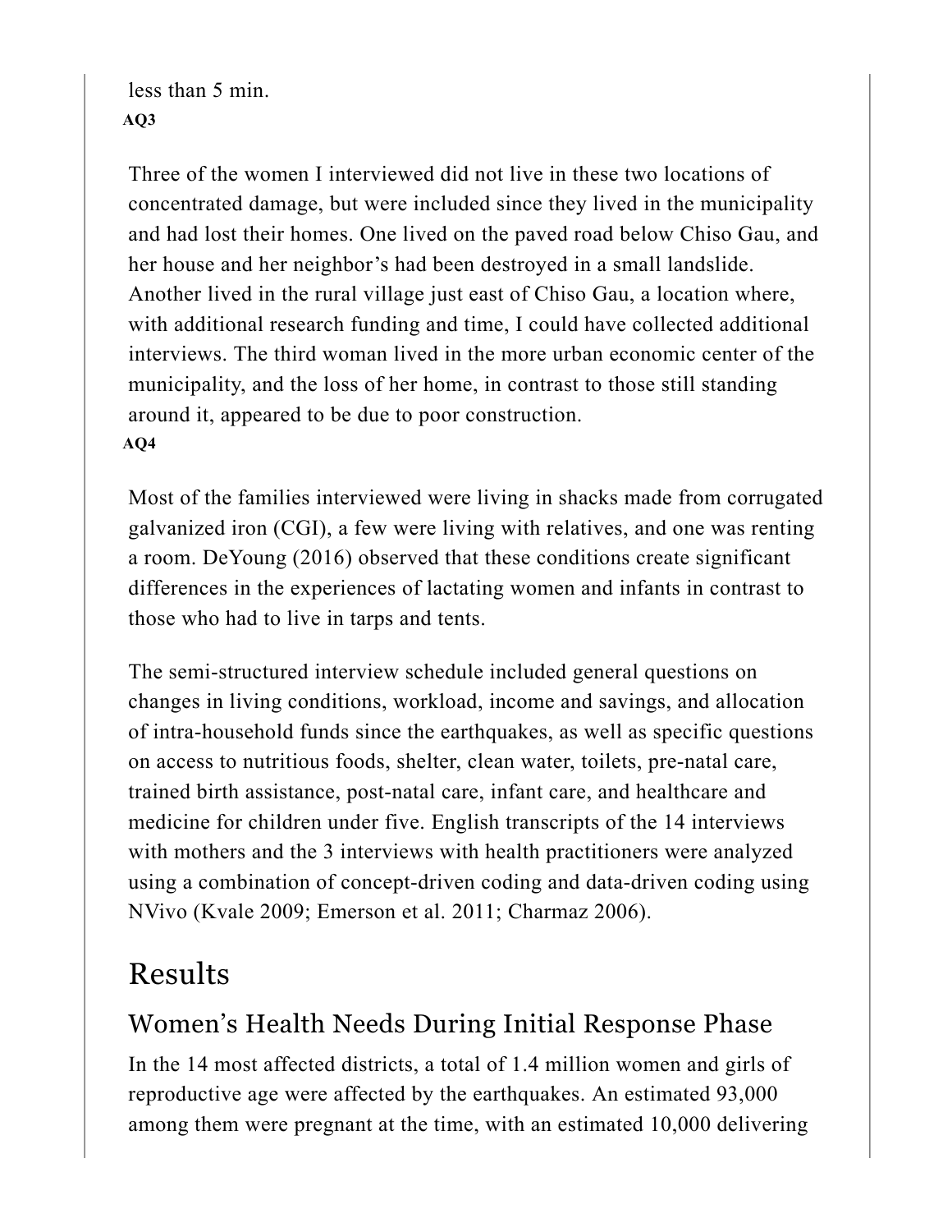less than 5 min.

**AQ3**

Three of the women I interviewed did not live in these two locations of concentrated damage, but were included since they lived in the municipality and had lost their homes. One lived on the paved road below Chiso Gau, and her house and her neighbor's had been destroyed in a small landslide. Another lived in the rural village just east of Chiso Gau, a location where, with additional research funding and time, I could have collected additional interviews. The third woman lived in the more urban economic center of the municipality, and the loss of her home, in contrast to those still standing around it, appeared to be due to poor construction.

**AQ4**

Most of the families interviewed were living in shacks made from corrugated galvanized iron (CGI), a few were living with relatives, and one was renting a room. DeYoung (2016) observed that these conditions create significant differences in the experiences of lactating women and infants in contrast to those who had to live in tarps and tents.

The semi-structured interview schedule included general questions on changes in living conditions, workload, income and savings, and allocation of intra-household funds since the earthquakes, as well as specific questions on access to nutritious foods, shelter, clean water, toilets, pre-natal care, trained birth assistance, post-natal care, infant care, and healthcare and medicine for children under five. English transcripts of the 14 interviews with mothers and the 3 interviews with health practitioners were analyzed using a combination of concept-driven coding and data-driven coding using NVivo (Kvale 2009; Emerson et al. 2011; Charmaz 2006).

# Results

## Women's Health Needs During Initial Response Phase

In the 14 most affected districts, a total of 1.4 million women and girls of reproductive age were affected by the earthquakes. An estimated 93,000 among them were pregnant at the time, with an estimated 10,000 delivering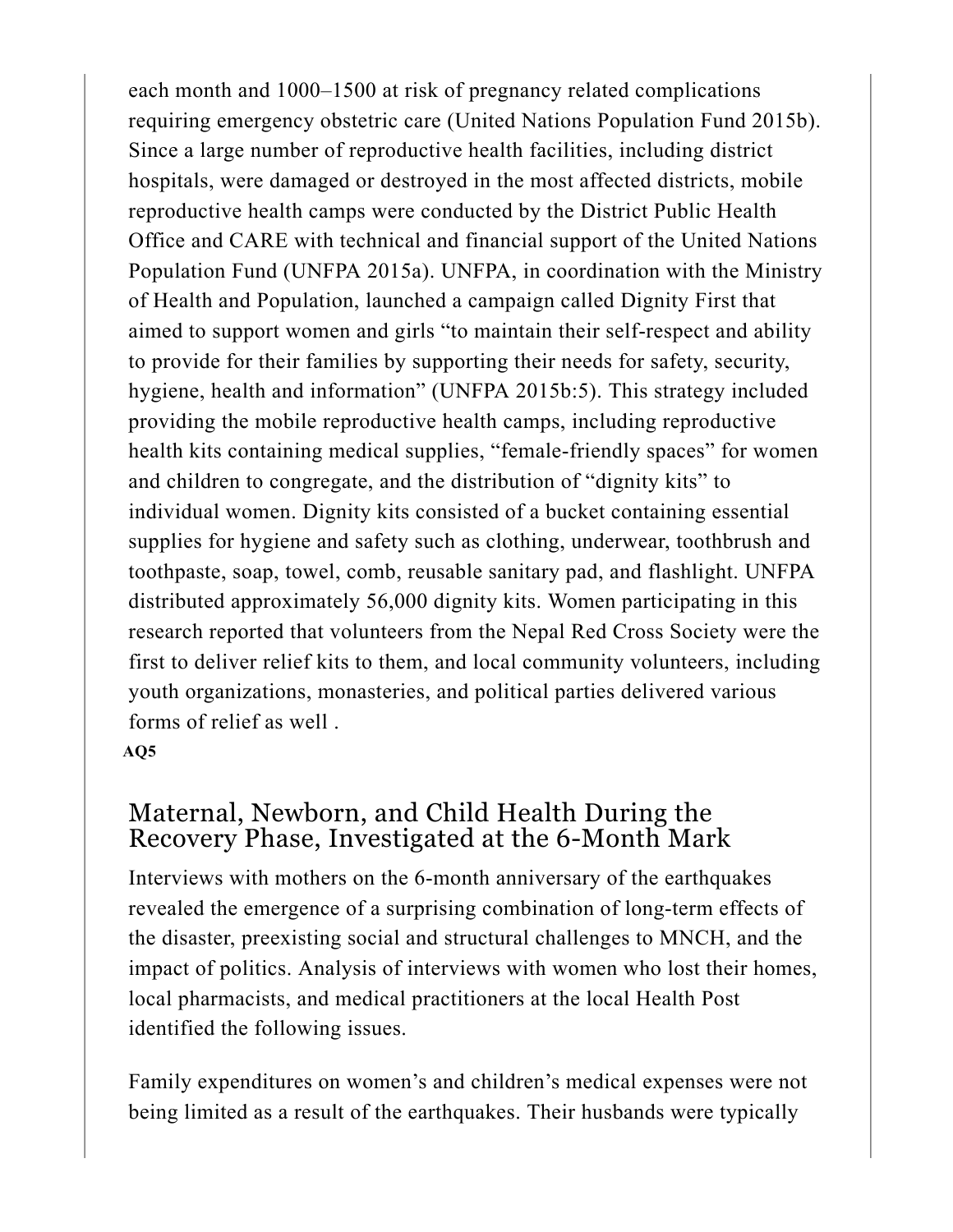each month and 1000–1500 at risk of pregnancy related complications requiring emergency obstetric care (United Nations Population Fund 2015b). Since a large number of reproductive health facilities, including district hospitals, were damaged or destroyed in the most affected districts, mobile reproductive health camps were conducted by the District Public Health Office and CARE with technical and financial support of the United Nations Population Fund (UNFPA 2015a). UNFPA, in coordination with the Ministry of Health and Population, launched a campaign called Dignity First that aimed to support women and girls "to maintain their self-respect and ability to provide for their families by supporting their needs for safety, security, hygiene, health and information" (UNFPA 2015b:5). This strategy included providing the mobile reproductive health camps, including reproductive health kits containing medical supplies, "female-friendly spaces" for women and children to congregate, and the distribution of "dignity kits" to individual women. Dignity kits consisted of a bucket containing essential supplies for hygiene and safety such as clothing, underwear, toothbrush and toothpaste, soap, towel, comb, reusable sanitary pad, and flashlight. UNFPA distributed approximately 56,000 dignity kits. Women participating in this research reported that volunteers from the Nepal Red Cross Society were the first to deliver relief kits to them, and local community volunteers, including youth organizations, monasteries, and political parties delivered various forms of relief as well .

**AQ5**

## Maternal, Newborn, and Child Health During the Recovery Phase, Investigated at the 6-Month Mark

Interviews with mothers on the 6-month anniversary of the earthquakes revealed the emergence of a surprising combination of long-term effects of the disaster, preexisting social and structural challenges to MNCH, and the impact of politics. Analysis of interviews with women who lost their homes, local pharmacists, and medical practitioners at the local Health Post identified the following issues.

Family expenditures on women's and children's medical expenses were not being limited as a result of the earthquakes. Their husbands were typically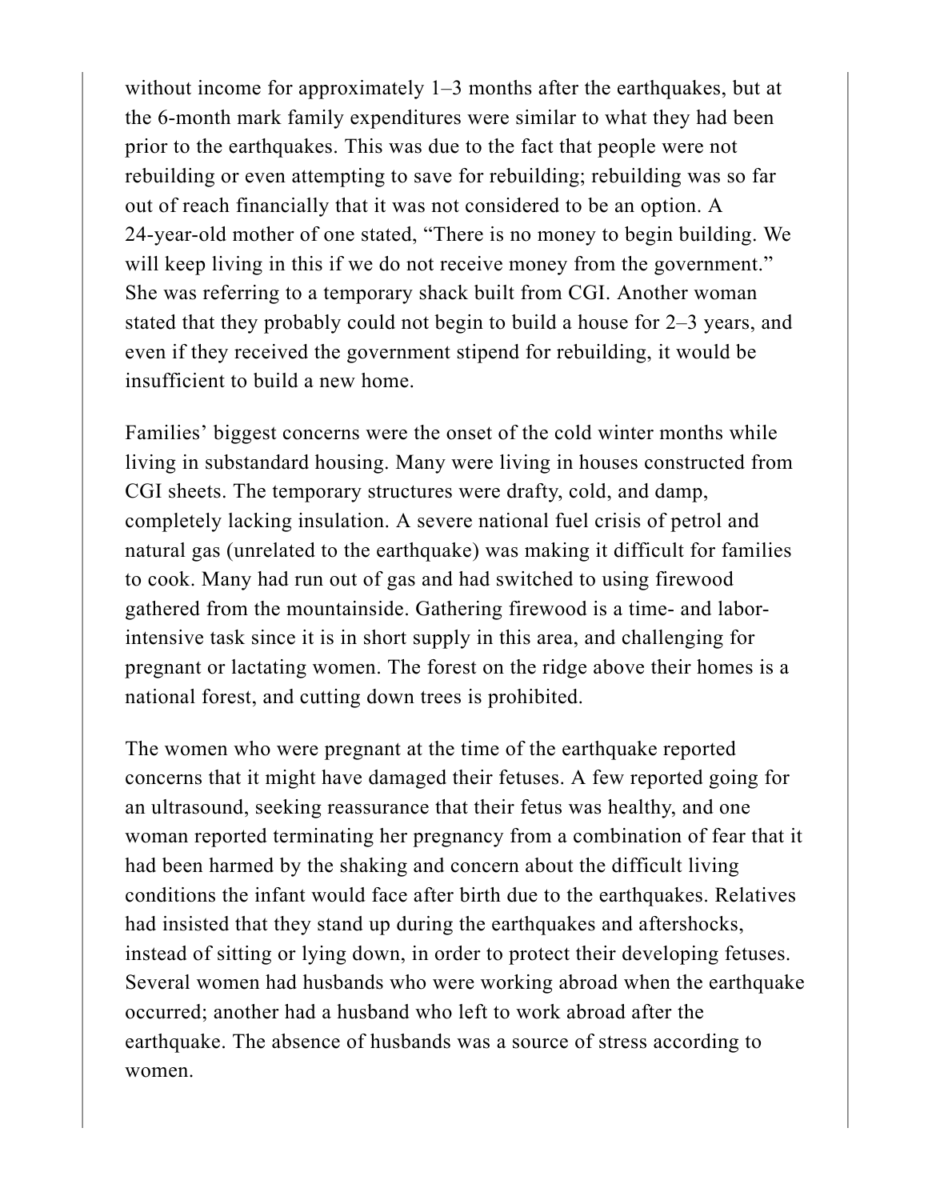without income for approximately 1–3 months after the earthquakes, but at the 6-month mark family expenditures were similar to what they had been prior to the earthquakes. This was due to the fact that people were not rebuilding or even attempting to save for rebuilding; rebuilding was so far out of reach financially that it was not considered to be an option. A 24-year-old mother of one stated, “There is no money to begin building. We will keep living in this if we do not receive money from the government.” She was referring to a temporary shack built from CGI. Another woman stated that they probably could not begin to build a house for 2–3 years, and even if they received the government stipend for rebuilding, it would be insufficient to build a new home.

Families’ biggest concerns were the onset of the cold winter months while living in substandard housing. Many were living in houses constructed from CGI sheets. The temporary structures were drafty, cold, and damp, completely lacking insulation. A severe national fuel crisis of petrol and natural gas (unrelated to the earthquake) was making it difficult for families to cook. Many had run out of gas and had switched to using firewood gathered from the mountainside. Gathering firewood is a time- and labor-intensive task since it is in short supply in this area, and challenging for pregnant or lactating women. The forest on the ridge above their homes is a national forest, and cutting down trees is prohibited.

The women who were pregnant at the time of the earthquake reported concerns that it might have damaged their fetuses. A few reported going for an ultrasound, seeking reassurance that their fetus was healthy, and one woman reported terminating her pregnancy from a combination of fear that it had been harmed by the shaking and concern about the difficult living conditions the infant would face after birth due to the earthquakes. Relatives had insisted that they stand up during the earthquakes and aftershocks, instead of sitting or lying down, in order to protect their developing fetuses. Several women had husbands who were working abroad when the earthquake occurred; another had a husband who left to work abroad after the earthquake. The absence of husbands was a source of stress according to women.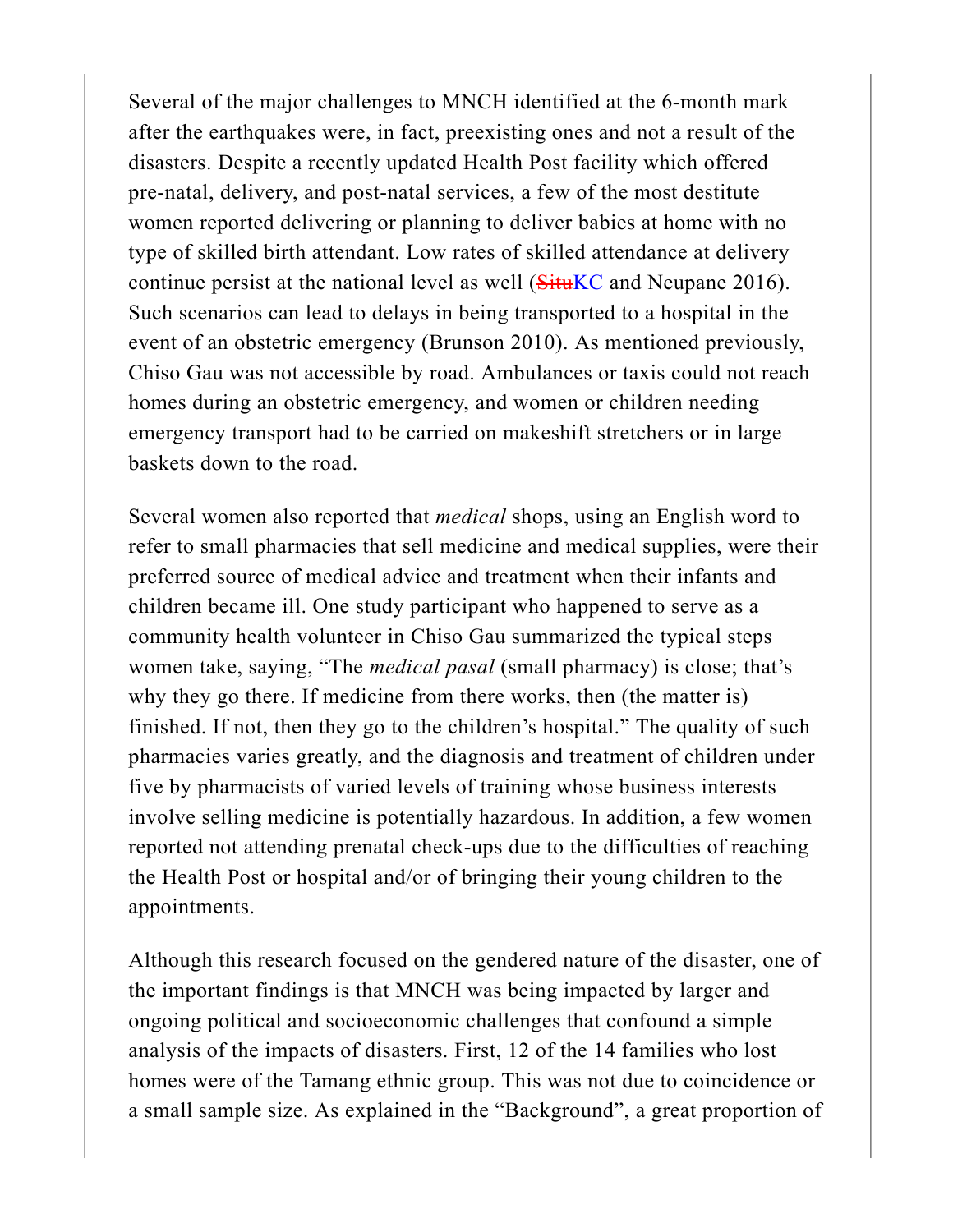Several of the major challenges to MNCH identified at the 6-month mark after the earthquakes were, in fact, preexisting ones and not a result of the disasters. Despite a recently updated Health Post facility which offered pre-natal, delivery, and post-natal services, a few of the most destitute women reported delivering or planning to deliver babies at home with no type of skilled birth attendant. Low rates of skilled attendance at delivery continue persist at the national level as well (~~Situ~~KC and Neupane 2016). Such scenarios can lead to delays in being transported to a hospital in the event of an obstetric emergency (Brunson 2010). As mentioned previously, Chiso Gau was not accessible by road. Ambulances or taxis could not reach homes during an obstetric emergency, and women or children needing emergency transport had to be carried on makeshift stretchers or in large baskets down to the road.

Several women also reported that *medical* shops, using an English word to refer to small pharmacies that sell medicine and medical supplies, were their preferred source of medical advice and treatment when their infants and children became ill. One study participant who happened to serve as a community health volunteer in Chiso Gau summarized the typical steps women take, saying, "The *medical pasal* (small pharmacy) is close; that's why they go there. If medicine from there works, then (the matter is) finished. If not, then they go to the children's hospital." The quality of such pharmacies varies greatly, and the diagnosis and treatment of children under five by pharmacists of varied levels of training whose business interests involve selling medicine is potentially hazardous. In addition, a few women reported not attending prenatal check-ups due to the difficulties of reaching the Health Post or hospital and/or of bringing their young children to the appointments.

Although this research focused on the gendered nature of the disaster, one of the important findings is that MNCH was being impacted by larger and ongoing political and socioeconomic challenges that confound a simple analysis of the impacts of disasters. First, 12 of the 14 families who lost homes were of the Tamang ethnic group. This was not due to coincidence or a small sample size. As explained in the "Background", a great proportion of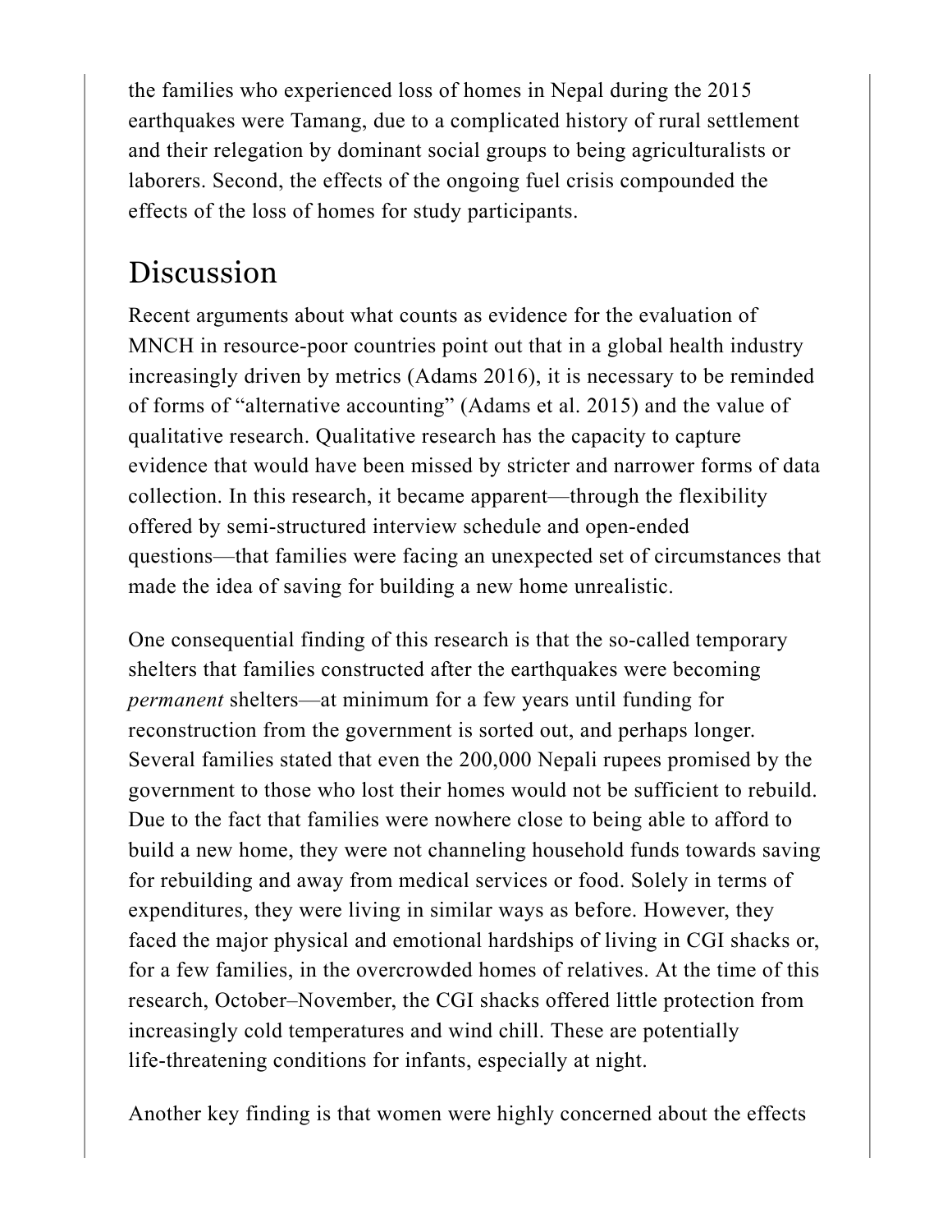the families who experienced loss of homes in Nepal during the 2015 earthquakes were Tamang, due to a complicated history of rural settlement and their relegation by dominant social groups to being agriculturalists or laborers. Second, the effects of the ongoing fuel crisis compounded the effects of the loss of homes for study participants.

## Discussion

Recent arguments about what counts as evidence for the evaluation of MNCH in resource-poor countries point out that in a global health industry increasingly driven by metrics (Adams 2016), it is necessary to be reminded of forms of "alternative accounting" (Adams et al. 2015) and the value of qualitative research. Qualitative research has the capacity to capture evidence that would have been missed by stricter and narrower forms of data collection. In this research, it became apparent—through the flexibility offered by semi-structured interview schedule and open-ended questions—that families were facing an unexpected set of circumstances that made the idea of saving for building a new home unrealistic.

One consequential finding of this research is that the so-called temporary shelters that families constructed after the earthquakes were becoming *permanent* shelters—at minimum for a few years until funding for reconstruction from the government is sorted out, and perhaps longer. Several families stated that even the 200,000 Nepali rupees promised by the government to those who lost their homes would not be sufficient to rebuild. Due to the fact that families were nowhere close to being able to afford to build a new home, they were not channeling household funds towards saving for rebuilding and away from medical services or food. Solely in terms of expenditures, they were living in similar ways as before. However, they faced the major physical and emotional hardships of living in CGI shacks or, for a few families, in the overcrowded homes of relatives. At the time of this research, October–November, the CGI shacks offered little protection from increasingly cold temperatures and wind chill. These are potentially life-threatening conditions for infants, especially at night.

Another key finding is that women were highly concerned about the effects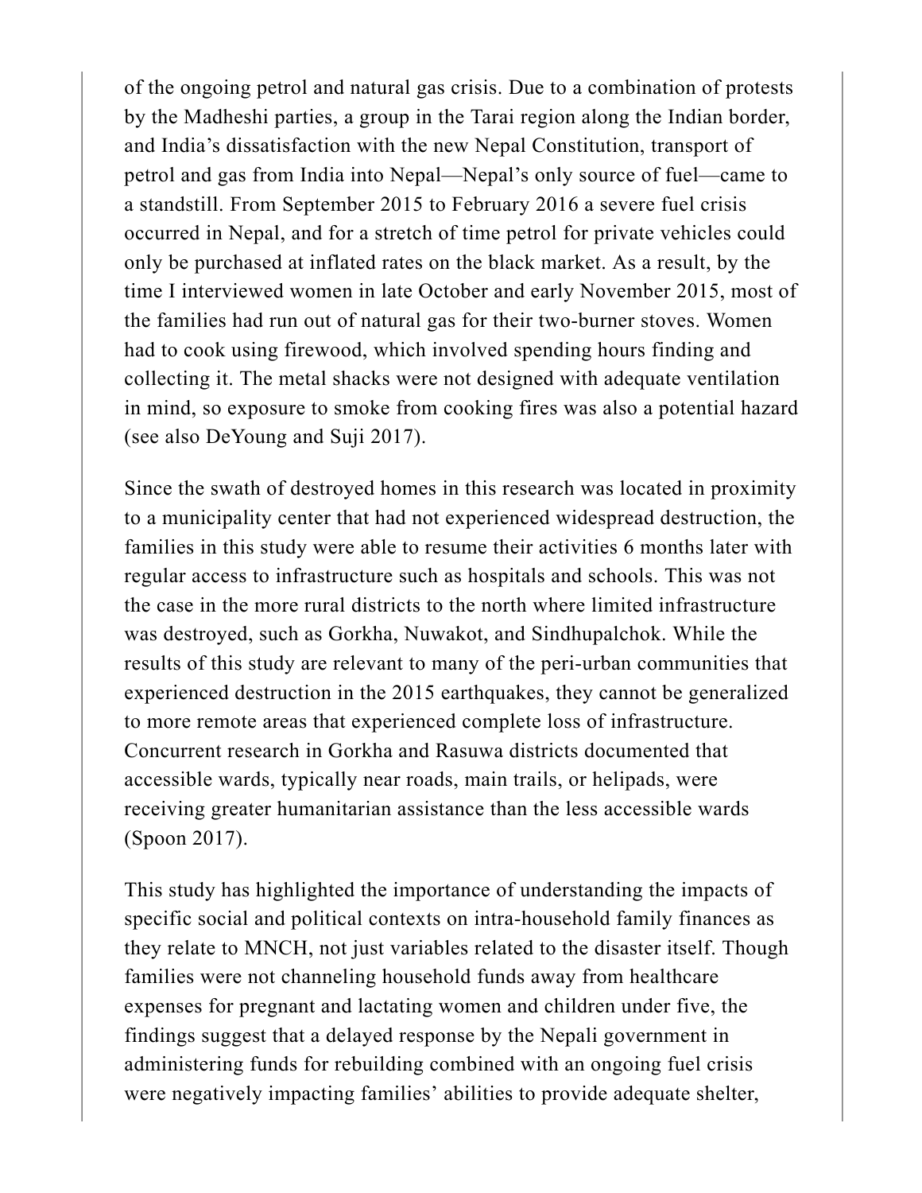of the ongoing petrol and natural gas crisis. Due to a combination of protests by the Madheshi parties, a group in the Tarai region along the Indian border, and India's dissatisfaction with the new Nepal Constitution, transport of petrol and gas from India into Nepal—Nepal's only source of fuel—came to a standstill. From September 2015 to February 2016 a severe fuel crisis occurred in Nepal, and for a stretch of time petrol for private vehicles could only be purchased at inflated rates on the black market. As a result, by the time I interviewed women in late October and early November 2015, most of the families had run out of natural gas for their two-burner stoves. Women had to cook using firewood, which involved spending hours finding and collecting it. The metal shacks were not designed with adequate ventilation in mind, so exposure to smoke from cooking fires was also a potential hazard (see also DeYoung and Suji 2017).

Since the swath of destroyed homes in this research was located in proximity to a municipality center that had not experienced widespread destruction, the families in this study were able to resume their activities 6 months later with regular access to infrastructure such as hospitals and schools. This was not the case in the more rural districts to the north where limited infrastructure was destroyed, such as Gorkha, Nuwakot, and Sindhupalchok. While the results of this study are relevant to many of the peri-urban communities that experienced destruction in the 2015 earthquakes, they cannot be generalized to more remote areas that experienced complete loss of infrastructure. Concurrent research in Gorkha and Rasuwa districts documented that accessible wards, typically near roads, main trails, or helipads, were receiving greater humanitarian assistance than the less accessible wards (Spoon 2017).

This study has highlighted the importance of understanding the impacts of specific social and political contexts on intra-household family finances as they relate to MNCH, not just variables related to the disaster itself. Though families were not channeling household funds away from healthcare expenses for pregnant and lactating women and children under five, the findings suggest that a delayed response by the Nepali government in administering funds for rebuilding combined with an ongoing fuel crisis were negatively impacting families' abilities to provide adequate shelter,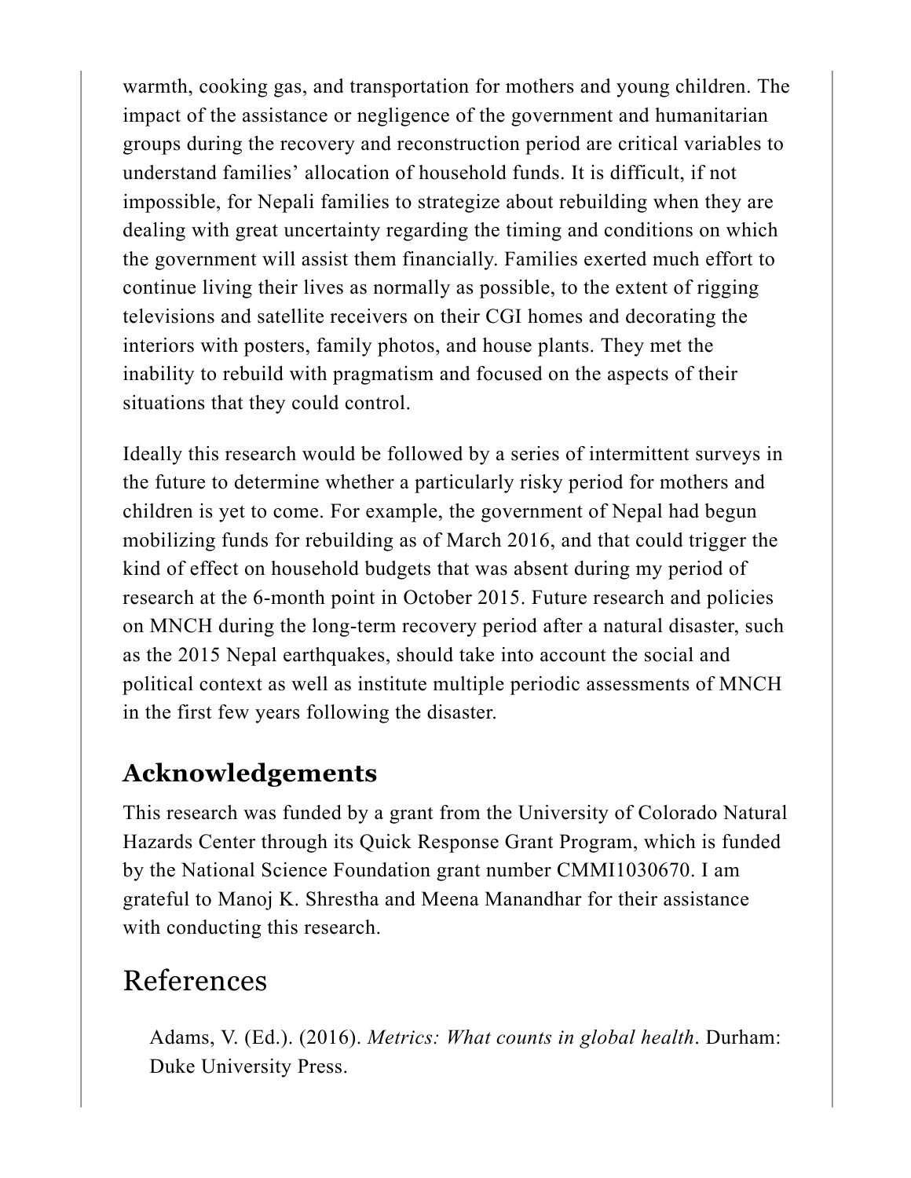warmth, cooking gas, and transportation for mothers and young children. The impact of the assistance or negligence of the government and humanitarian groups during the recovery and reconstruction period are critical variables to understand families' allocation of household funds. It is difficult, if not impossible, for Nepali families to strategize about rebuilding when they are dealing with great uncertainty regarding the timing and conditions on which the government will assist them financially. Families exerted much effort to continue living their lives as normally as possible, to the extent of rigging televisions and satellite receivers on their CGI homes and decorating the interiors with posters, family photos, and house plants. They met the inability to rebuild with pragmatism and focused on the aspects of their situations that they could control.

Ideally this research would be followed by a series of intermittent surveys in the future to determine whether a particularly risky period for mothers and children is yet to come. For example, the government of Nepal had begun mobilizing funds for rebuilding as of March 2016, and that could trigger the kind of effect on household budgets that was absent during my period of research at the 6-month point in October 2015. Future research and policies on MNCH during the long-term recovery period after a natural disaster, such as the 2015 Nepal earthquakes, should take into account the social and political context as well as institute multiple periodic assessments of MNCH in the first few years following the disaster.

## Acknowledgements

This research was funded by a grant from the University of Colorado Natural Hazards Center through its Quick Response Grant Program, which is funded by the National Science Foundation grant number CMMI1030670. I am grateful to Manoj K. Shrestha and Meena Manandhar for their assistance with conducting this research.

# References

Adams, V. (Ed.). (2016). *Metrics: What counts in global health*. Durham: Duke University Press.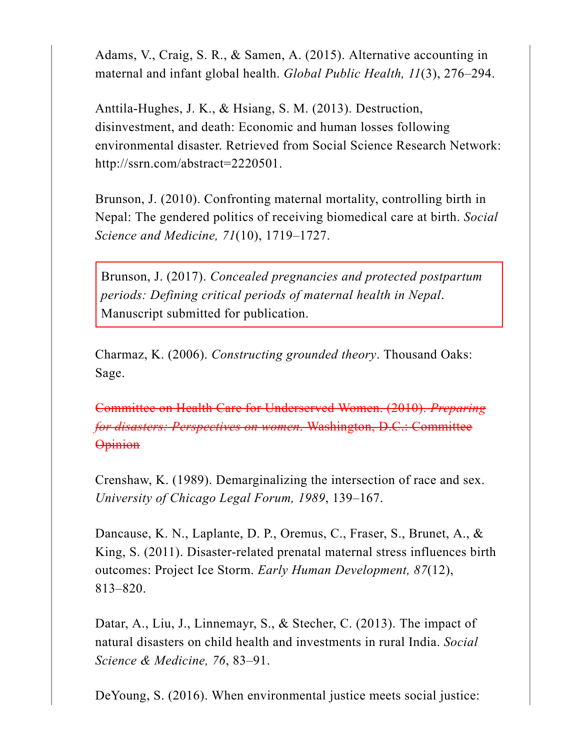Adams, V., Craig, S. R., & Samen, A. (2015). Alternative accounting in maternal and infant global health. *Global Public Health, 11*(3), 276–294.

Anttila-Hughes, J. K., & Hsiang, S. M. (2013). Destruction, disinvestment, and death: Economic and human losses following environmental disaster. Retrieved from Social Science Research Network: http://ssrn.com/abstract=2220501.

Brunson, J. (2010). Confronting maternal mortality, controlling birth in Nepal: The gendered politics of receiving biomedical care at birth. *Social Science and Medicine, 71*(10), 1719–1727.

Brunson, J. (2017). *Concealed pregnancies and protected postpartum periods: Defining critical periods of maternal health in Nepal*. Manuscript submitted for publication.

Charmaz, K. (2006). *Constructing grounded theory*. Thousand Oaks: Sage.

~~Committee on Health Care for Underserved Women. (2010). *Preparing for disasters: Perspectives on women*. Washington, D.C.: Committee Opinion~~

Crenshaw, K. (1989). Demarginalizing the intersection of race and sex. *University of Chicago Legal Forum, 1989*, 139–167.

Dancause, K. N., Laplante, D. P., Oremus, C., Fraser, S., Brunet, A., & King, S. (2011). Disaster-related prenatal maternal stress influences birth outcomes: Project Ice Storm. *Early Human Development, 87*(12), 813–820.

Datar, A., Liu, J., Linnemayr, S., & Stecher, C. (2013). The impact of natural disasters on child health and investments in rural India. *Social Science & Medicine, 76*, 83–91.

DeYoung, S. (2016). When environmental justice meets social justice: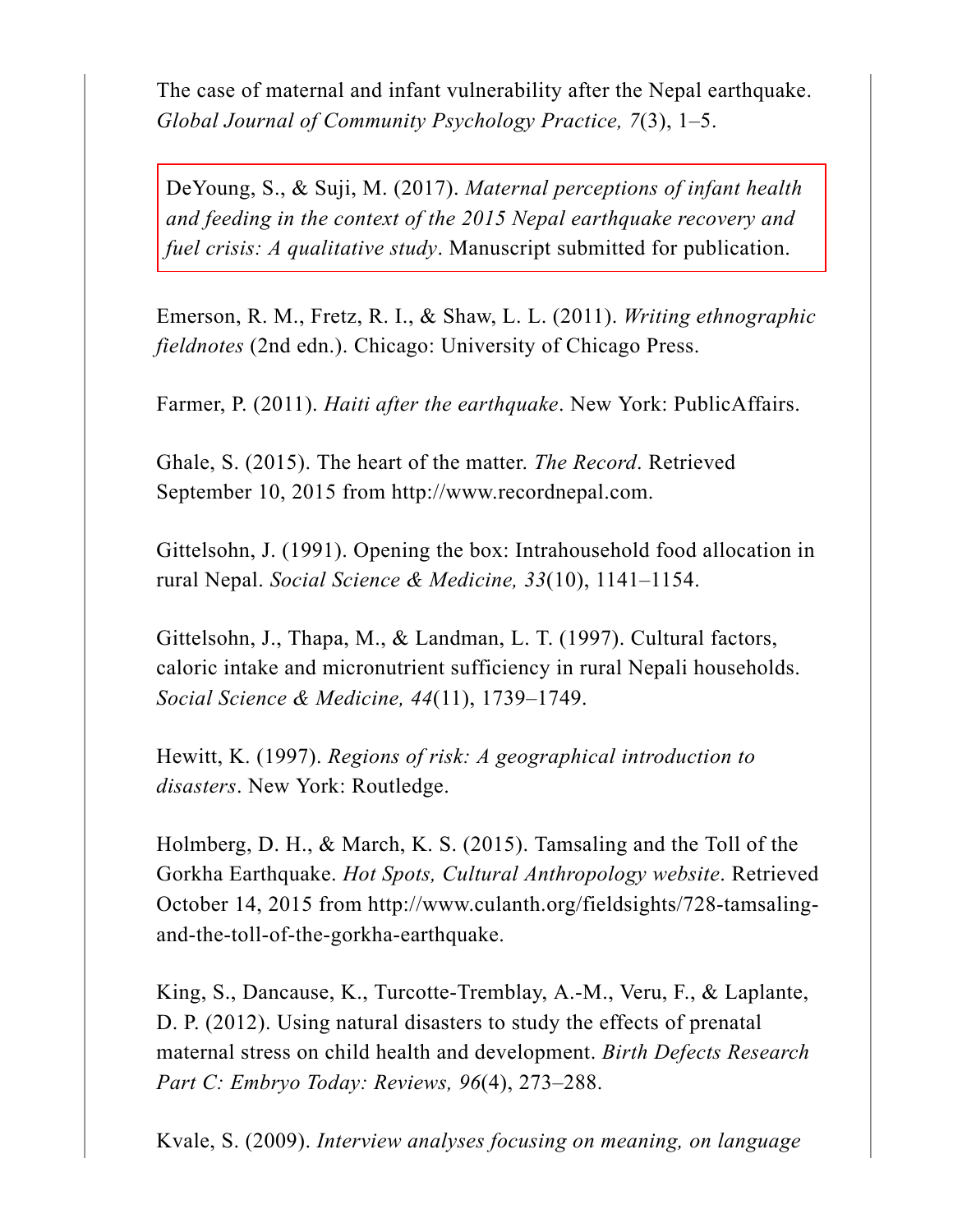The case of maternal and infant vulnerability after the Nepal earthquake. *Global Journal of Community Psychology Practice, 7*(3), 1–5.

DeYoung, S., & Suji, M. (2017). *Maternal perceptions of infant health and feeding in the context of the 2015 Nepal earthquake recovery and fuel crisis: A qualitative study*. Manuscript submitted for publication.

Emerson, R. M., Fretz, R. I., & Shaw, L. L. (2011). *Writing ethnographic fieldnotes* (2nd edn.). Chicago: University of Chicago Press.

Farmer, P. (2011). *Haiti after the earthquake*. New York: PublicAffairs.

Ghale, S. (2015). The heart of the matter. *The Record*. Retrieved September 10, 2015 from http://www.recordnepal.com.

Gittelsohn, J. (1991). Opening the box: Intrahousehold food allocation in rural Nepal. *Social Science & Medicine, 33*(10), 1141–1154.

Gittelsohn, J., Thapa, M., & Landman, L. T. (1997). Cultural factors, caloric intake and micronutrient sufficiency in rural Nepali households. *Social Science & Medicine, 44*(11), 1739–1749.

Hewitt, K. (1997). *Regions of risk: A geographical introduction to disasters*. New York: Routledge.

Holmberg, D. H., & March, K. S. (2015). Tamsaling and the Toll of the Gorkha Earthquake. *Hot Spots, Cultural Anthropology website*. Retrieved October 14, 2015 from http://www.culanth.org/fieldsights/728-tamsaling-and-the-toll-of-the-gorkha-earthquake.

King, S., Dancause, K., Turcotte-Tremblay, A.-M., Veru, F., & Laplante, D. P. (2012). Using natural disasters to study the effects of prenatal maternal stress on child health and development. *Birth Defects Research Part C: Embryo Today: Reviews, 96*(4), 273–288.

Kvale, S. (2009). *Interview analyses focusing on meaning, on language*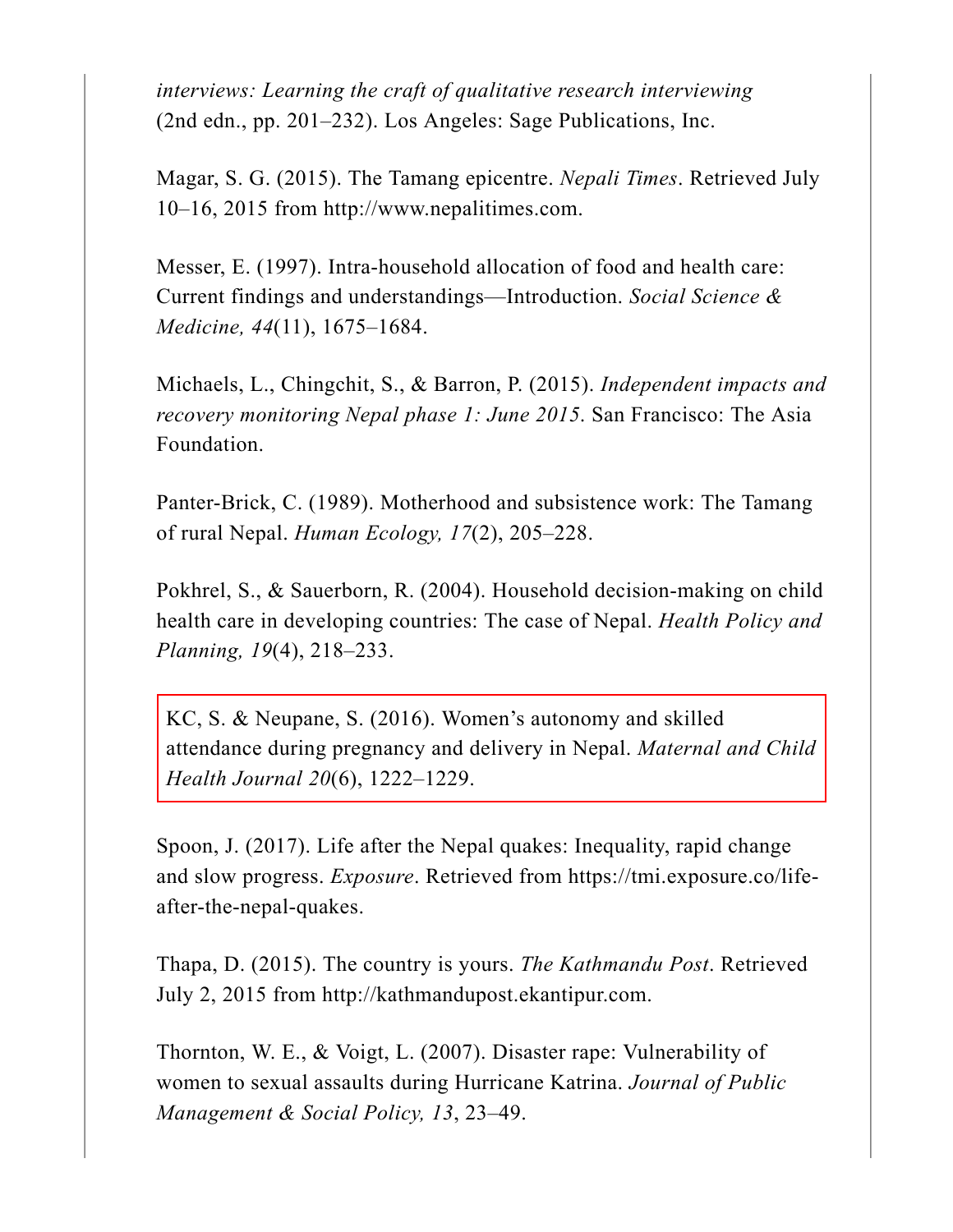*interviews: Learning the craft of qualitative research interviewing* (2nd edn., pp. 201–232). Los Angeles: Sage Publications, Inc.

Magar, S. G. (2015). The Tamang epicentre. *Nepali Times*. Retrieved July 10–16, 2015 from http://www.nepalitimes.com.

Messer, E. (1997). Intra-household allocation of food and health care: Current findings and understandings—Introduction. *Social Science & Medicine, 44*(11), 1675–1684.

Michaels, L., Chingchit, S., & Barron, P. (2015). *Independent impacts and recovery monitoring Nepal phase 1: June 2015*. San Francisco: The Asia Foundation.

Panter-Brick, C. (1989). Motherhood and subsistence work: The Tamang of rural Nepal. *Human Ecology, 17*(2), 205–228.

Pokhrel, S., & Sauerborn, R. (2004). Household decision-making on child health care in developing countries: The case of Nepal. *Health Policy and Planning, 19*(4), 218–233.

KC, S. & Neupane, S. (2016). Women's autonomy and skilled attendance during pregnancy and delivery in Nepal. *Maternal and Child Health Journal 20*(6), 1222–1229.

Spoon, J. (2017). Life after the Nepal quakes: Inequality, rapid change and slow progress. *Exposure*. Retrieved from https://tmi.exposure.co/life-after-the-nepal-quakes.

Thapa, D. (2015). The country is yours. *The Kathmandu Post*. Retrieved July 2, 2015 from http://kathmandupost.ekantipur.com.

Thornton, W. E., & Voigt, L. (2007). Disaster rape: Vulnerability of women to sexual assaults during Hurricane Katrina. *Journal of Public Management & Social Policy, 13*, 23–49.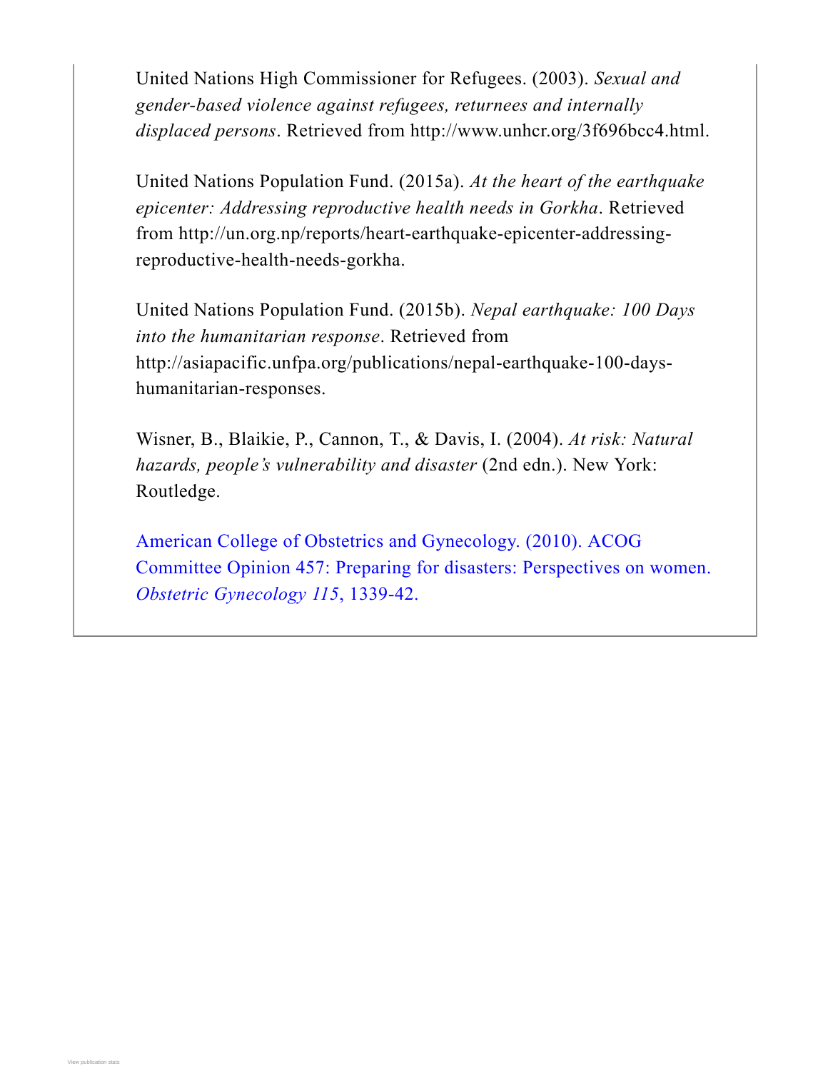United Nations High Commissioner for Refugees. (2003). *Sexual and gender-based violence against refugees, returnees and internally displaced persons*. Retrieved from http://www.unhcr.org/3f696bcc4.html.

United Nations Population Fund. (2015a). *At the heart of the earthquake epicenter: Addressing reproductive health needs in Gorkha*. Retrieved from http://un.org.np/reports/heart-earthquake-epicenter-addressing-reproductive-health-needs-gorkha.

United Nations Population Fund. (2015b). *Nepal earthquake: 100 Days into the humanitarian response*. Retrieved from http://asiapacific.unfpa.org/publications/nepal-earthquake-100-days-humanitarian-responses.

Wisner, B., Blaikie, P., Cannon, T., & Davis, I. (2004). *At risk: Natural hazards, people's vulnerability and disaster* (2nd edn.). New York: Routledge.

American College of Obstetrics and Gynecology. (2010). ACOG Committee Opinion 457: Preparing for disasters: Perspectives on women. *Obstetric Gynecology 115*, 1339-42.